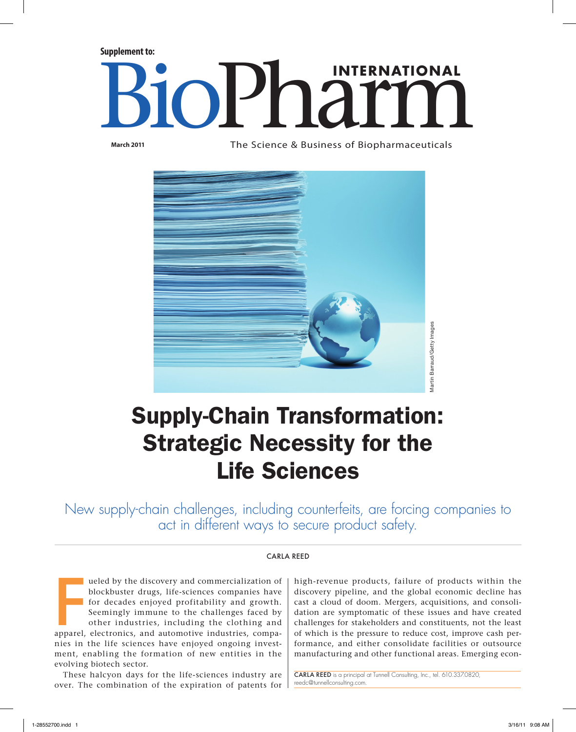Supplement to:

# BioPharm INTERNATIONAL

March 2011

The Science & Business of Biopharmaceuticals

Martin Barraud/Getty Images

# Supply-Chain Transformation: Strategic Necessity for the Life Sciences

New supply-chain challenges, including counterfeits, are forcing companies to act in different ways to secure product safety.

CARLA REED

Fueled by the discovery and commercialization of blockbuster drugs, life-sciences companies have for decades enjoyed profitability and growth. Seemingly immune to the challenges faced by other industries, including the clothing and apparel, electronics, and automotive industries, companies in the life sciences have enjoyed ongoing investment, enabling the formation of new entities in the evolving biotech sector.

These halcyon days for the life-sciences industry are over. The combination of the expiration of patents for high-revenue products, failure of products within the discovery pipeline, and the global economic decline has cast a cloud of doom. Mergers, acquisitions, and consolidation are symptomatic of these issues and have created challenges for stakeholders and constituents, not the least of which is the pressure to reduce cost, improve cash performance, and either consolidate facilities or outsource manufacturing and other functional areas. Emerging econ-

**CARLA REED** is a principal at Tunnell Consulting, Inc., tel. 610.337.0820, reedc@tunnellconsulting.com.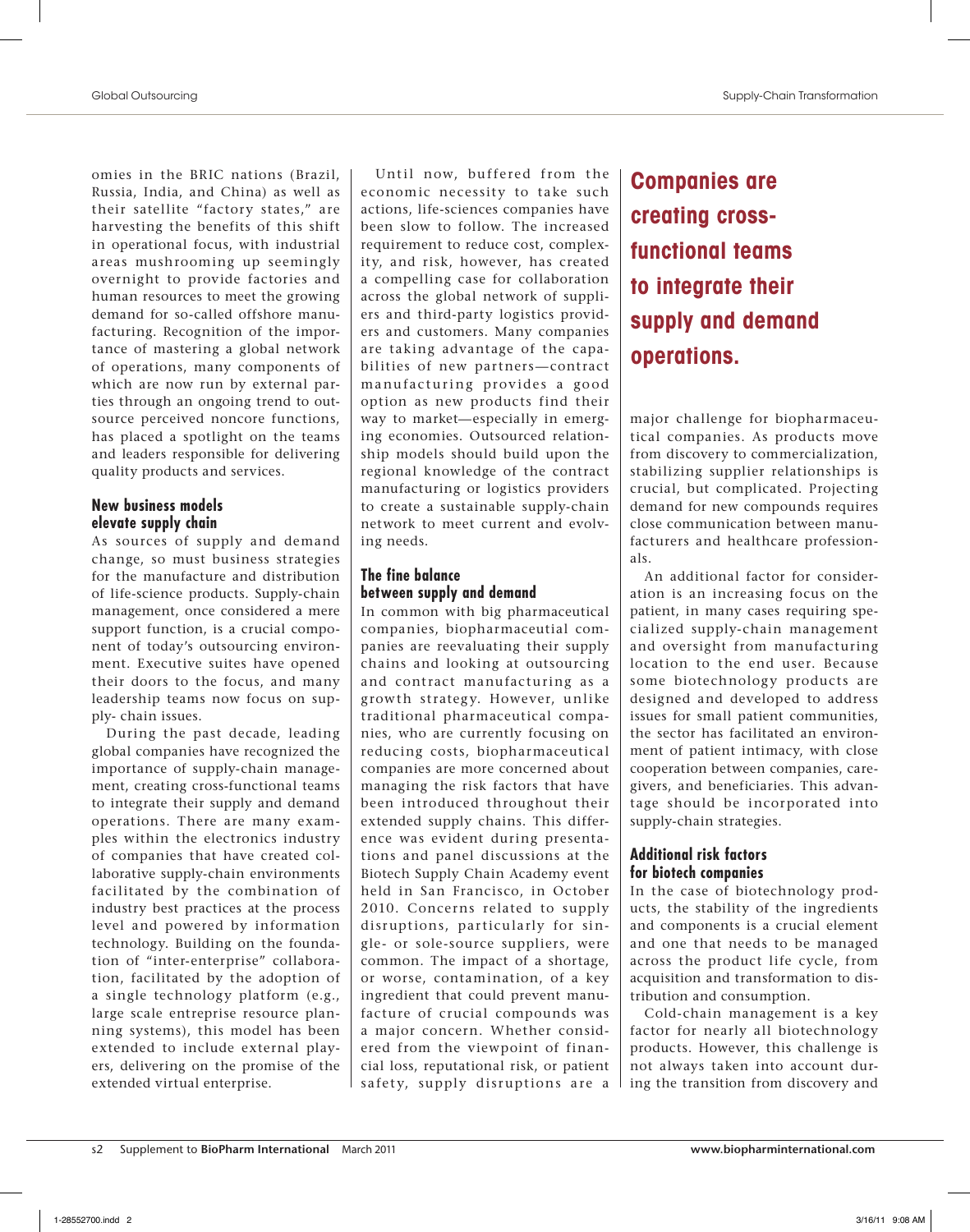omies in the BRIC nations (Brazil, Russia, India, and China) as well as their satellite "factory states," are harvesting the benefits of this shift in operational focus, with industrial areas mushrooming up seemingly overnight to provide factories and human resources to meet the growing demand for so-called offshore manufacturing. Recognition of the importance of mastering a global network of operations, many components of which are now run by external parties through an ongoing trend to outsource perceived noncore functions, has placed a spotlight on the teams and leaders responsible for delivering quality products and services.

### New business models elevate supply chain

As sources of supply and demand change, so must business strategies for the manufacture and distribution of life-science products. Supply-chain management, once considered a mere support function, is a crucial component of today's outsourcing environment. Executive suites have opened their doors to the focus, and many leadership teams now focus on supply- chain issues.

During the past decade, leading global companies have recognized the importance of supply-chain management, creating cross-functional teams to integrate their supply and demand operations. There are many examples within the electronics industry of companies that have created collaborative supply-chain environments facilitated by the combination of industry best practices at the process level and powered by information technology. Building on the foundation of "inter-enterprise" collaboration, facilitated by the adoption of a single technology platform (e.g., large scale entreprise resource planning systems), this model has been extended to include external players, delivering on the promise of the extended virtual enterprise.

Until now, buffered from the economic necessity to take such actions, life-sciences companies have been slow to follow. The increased requirement to reduce cost, complexity, and risk, however, has created a compelling case for collaboration across the global network of suppliers and third-party logistics providers and customers. Many companies are taking advantage of the capabilities of new partners—contract manufacturing provides a good option as new products find their way to market—especially in emerging economies. Outsourced relationship models should build upon the regional knowledge of the contract manufacturing or logistics providers to create a sustainable supply-chain network to meet current and evolving needs.

### The fine balance between supply and demand

In common with big pharmaceutical companies, biopharmaceutical companies are reevaluating their supply chains and looking at outsourcing and contract manufacturing as a growth strategy. However, unlike traditional pharmaceutical companies, who are currently focusing on reducing costs, biopharmaceutical companies are more concerned about managing the risk factors that have been introduced throughout their extended supply chains. This difference was evident during presentations and panel discussions at the Biotech Supply Chain Academy event held in San Francisco, in October 2010. Concerns related to supply disruptions, particularly for single- or sole-source suppliers, were common. The impact of a shortage, or worse, contamination, of a key ingredient that could prevent manufacture of crucial compounds was a major concern. Whether considered from the viewpoint of financial loss, reputational risk, or patient safety, supply disruptions are a major challenge for biopharmaceutical companies. As products move from discovery to commercialization, stabilizing supplier relationships is crucial, but complicated. Projecting demand for new compounds requires close communication between manufacturers and healthcare professionals.

**Companies are creating cross-functional teams to integrate their supply and demand operations.**

An additional factor for consideration is an increasing focus on the patient, in many cases requiring specialized supply-chain management and oversight from manufacturing location to the end user. Because some biotechnology products are designed and developed to address issues for small patient communities, the sector has facilitated an environment of patient intimacy, with close cooperation between companies, caregivers, and beneficiaries. This advantage should be incorporated into supply-chain strategies.

### Additional risk factors for biotech companies

In the case of biotechnology products, the stability of the ingredients and components is a crucial element and one that needs to be managed across the product life cycle, from acquisition and transformation to distribution and consumption.

Cold-chain management is a key factor for nearly all biotechnology products. However, this challenge is not always taken into account during the transition from discovery and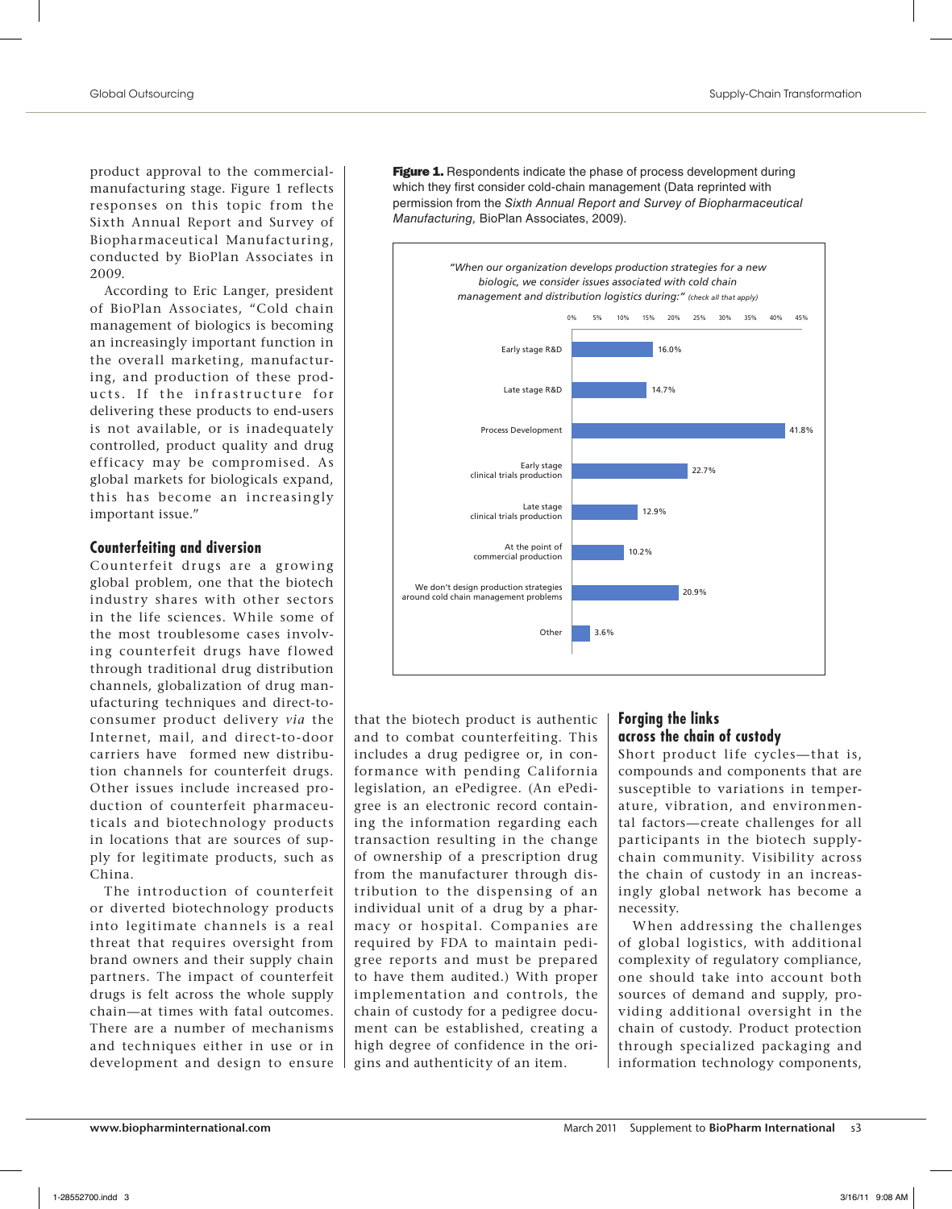product approval to the commercial-manufacturing stage. Figure 1 reflects responses on this topic from the Sixth Annual Report and Survey of Biopharmaceutical Manufacturing, conducted by BioPlan Associates in 2009.

According to Eric Langer, president of BioPlan Associates, "Cold chain management of biologics is becoming an increasingly important function in the overall marketing, manufacturing, and production of these products. If the infrastructure for delivering these products to end-users is not available, or is inadequately controlled, product quality and drug efficacy may be compromised. As global markets for biologicals expand, this has become an increasingly important issue."

**Figure 1.** Respondents indicate the phase of process development during which they first consider cold-chain management (Data reprinted with permission from the *Sixth Annual Report and Survey of Biopharmaceutical Manufacturing,* BioPlan Associates, 2009).

*"When our organization develops production strategies for a new biologic, we consider issues associated with cold chain management and distribution logistics during:" (check all that apply)*

| Phase | Percentage |
|---|---|
| Early stage R&D | 16.0% |
| Late stage R&D | 14.7% |
| Process Development | 41.8% |
| Early stage clinical trials production | 22.7% |
| Late stage clinical trials production | 12.9% |
| At the point of commercial production | 10.2% |
| We don't design production strategies around cold chain management problems | 20.9% |
| Other | 3.6% |

## Counterfeiting and diversion

Counterfeit drugs are a growing global problem, one that the biotech industry shares with other sectors in the life sciences. While some of the most troublesome cases involving counterfeit drugs have flowed through traditional drug distribution channels, globalization of drug manufacturing techniques and direct-to-consumer product delivery *via* the Internet, mail, and direct-to-door carriers have formed new distribution channels for counterfeit drugs. Other issues include increased production of counterfeit pharmaceuticals and biotechnology products in locations that are sources of supply for legitimate products, such as China.

The introduction of counterfeit or diverted biotechnology products into legitimate channels is a real threat that requires oversight from brand owners and their supply chain partners. The impact of counterfeit drugs is felt across the whole supply chain—at times with fatal outcomes. There are a number of mechanisms and techniques either in use or in development and design to ensure that the biotech product is authentic and to combat counterfeiting. This includes a drug pedigree or, in conformance with pending California legislation, an ePedigree. (An ePedigree is an electronic record containing the information regarding each transaction resulting in the change of ownership of a prescription drug from the manufacturer through distribution to the dispensing of an individual unit of a drug by a pharmacy or hospital. Companies are required by FDA to maintain pedigree reports and must be prepared to have them audited.) With proper implementation and controls, the chain of custody for a pedigree document can be established, creating a high degree of confidence in the origins and authenticity of an item.

## Forging the links across the chain of custody

Short product life cycles—that is, compounds and components that are susceptible to variations in temperature, vibration, and environmental factors—create challenges for all participants in the biotech supply-chain community. Visibility across the chain of custody in an increasingly global network has become a necessity.

When addressing the challenges of global logistics, with additional complexity of regulatory compliance, one should take into account both sources of demand and supply, providing additional oversight in the chain of custody. Product protection through specialized packaging and information technology components,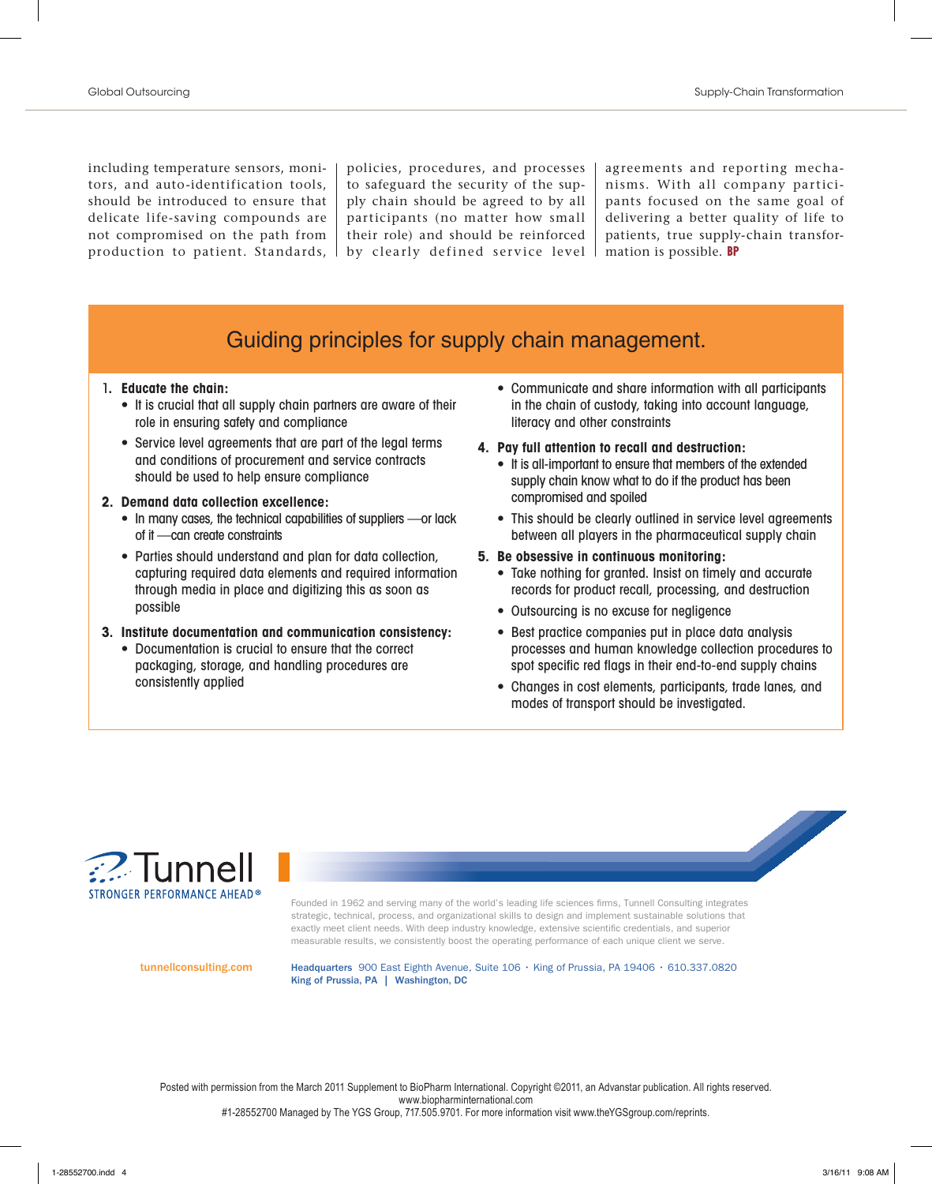including temperature sensors, monitors, and auto-identification tools, should be introduced to ensure that delicate life-saving compounds are not compromised on the path from production to patient. Standards, policies, procedures, and processes to safeguard the security of the supply chain should be agreed to by all participants (no matter how small their role) and should be reinforced by clearly defined service level agreements and reporting mechanisms. With all company participants focused on the same goal of delivering a better quality of life to patients, true supply-chain transformation is possible. **BP**

## Guiding principles for supply chain management.

1. **Educate the chain:**
   - It is crucial that all supply chain partners are aware of their role in ensuring safety and compliance
   - Service level agreements that are part of the legal terms and conditions of procurement and service contracts should be used to help ensure compliance
2. **Demand data collection excellence:**
   - In many cases, the technical capabilities of suppliers —or lack of it —can create constraints
   - Parties should understand and plan for data collection, capturing required data elements and required information through media in place and digitizing this as soon as possible
3. **Institute documentation and communication consistency:**
   - Documentation is crucial to ensure that the correct packaging, storage, and handling procedures are consistently applied
   - Communicate and share information with all participants in the chain of custody, taking into account language, literacy and other constraints
4. **Pay full attention to recall and destruction:**
   - It is all-important to ensure that members of the extended supply chain know what to do if the product has been compromised and spoiled
   - This should be clearly outlined in service level agreements between all players in the pharmaceutical supply chain
5. **Be obsessive in continuous monitoring:**
   - Take nothing for granted. Insist on timely and accurate records for product recall, processing, and destruction
   - Outsourcing is no excuse for negligence
   - Best practice companies put in place data analysis processes and human knowledge collection procedures to spot specific red flags in their end-to-end supply chains
   - Changes in cost elements, participants, trade lanes, and modes of transport should be investigated.

Tunnell
STRONGER PERFORMANCE AHEAD®

Founded in 1962 and serving many of the world's leading life sciences firms, Tunnell Consulting integrates strategic, technical, process, and organizational skills to design and implement sustainable solutions that exactly meet client needs. With deep industry knowledge, extensive scientific credentials, and superior measurable results, we consistently boost the operating performance of each unique client we serve.

tunnellconsulting.com

**Headquarters** 900 East Eighth Avenue, Suite 106 · King of Prussia, PA 19406 · 610.337.0820
**King of Prussia, PA | Washington, DC**

Posted with permission from the March 2011 Supplement to BioPharm International. Copyright ©2011, an Advanstar publication. All rights reserved.
www.biopharminternational.com
#1-28552700 Managed by The YGS Group, 717.505.9701. For more information visit www.theYGSgroup.com/reprints.